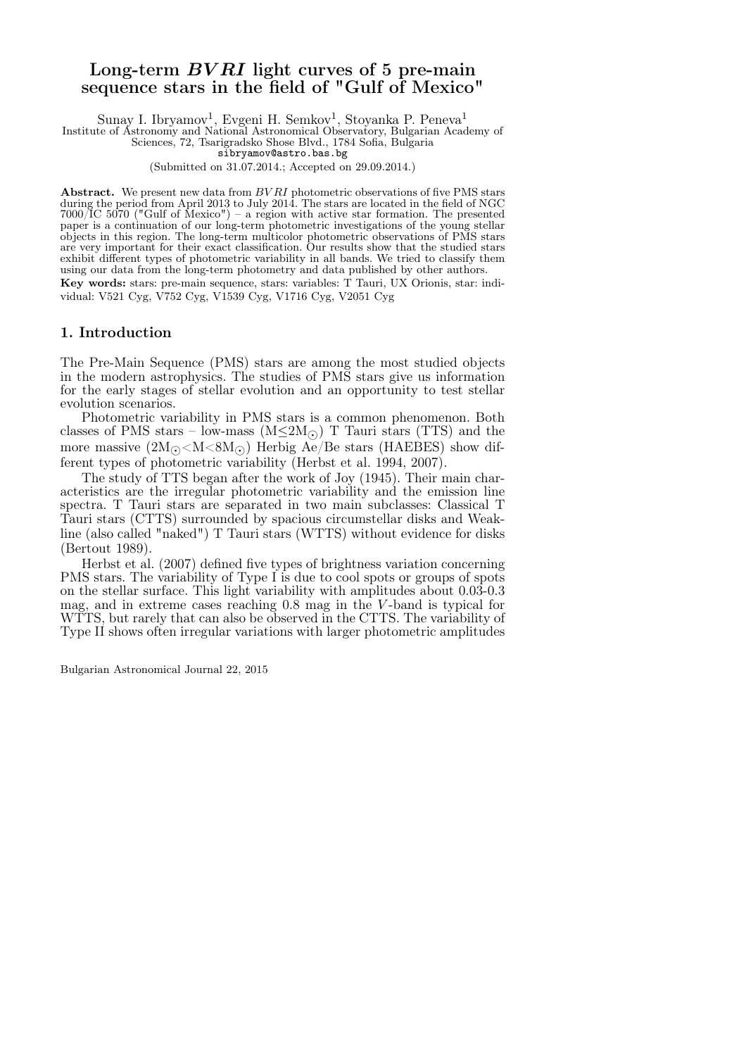# Long-term *BVRI* light curves of 5 pre-main sequence stars in the field of "Gulf of Mexico"

Sunay I. Ibryamov[1], Evgeni H. Semkov[1], Stoyanka P. Peneva[1]

[1] Institute of Astronomy and National Astronomical Observatory, Bulgarian Academy of Sciences, 72, Tsarigradsko Shose Blvd., 1784 Sofia, Bulgaria

sibryamov@astro.bas.bg

(Submitted on 31.07.2014.; Accepted on 29.09.2014.)

**Abstract.** We present new data from *BVRI* photometric observations of five PMS stars during the period from April 2013 to July 2014. The stars are located in the field of NGC 7000/IC 5070 ("Gulf of Mexico") – a region with active star formation. The presented paper is a continuation of our long-term photometric investigations of the young stellar objects in this region. The long-term multicolor photometric observations of PMS stars are very important for their exact classification. Our results show that the studied stars exhibit different types of photometric variability in all bands. We tried to classify them using our data from the long-term photometry and data published by other authors.

**Key words:** stars: pre-main sequence, stars: variables: T Tauri, UX Orionis, star: individual: V521 Cyg, V752 Cyg, V1539 Cyg, V1716 Cyg, V2051 Cyg

## 1. Introduction

The Pre-Main Sequence (PMS) stars are among the most studied objects in the modern astrophysics. The studies of PMS stars give us information for the early stages of stellar evolution and an opportunity to test stellar evolution scenarios.

Photometric variability in PMS stars is a common phenomenon. Both classes of PMS stars – low-mass ($M \leq 2M_{\odot}$) T Tauri stars (TTS) and the more massive ($2M_{\odot} < M < 8M_{\odot}$) Herbig Ae/Be stars (HAEBES) show different types of photometric variability (Herbst et al. 1994, 2007).

The study of TTS began after the work of Joy (1945). Their main characteristics are the irregular photometric variability and the emission line spectra. T Tauri stars are separated in two main subclasses: Classical T Tauri stars (CTTS) surrounded by spacious circumstellar disks and Weak-line (also called "naked") T Tauri stars (WTTS) without evidence for disks (Bertout 1989).

Herbst et al. (2007) defined five types of brightness variation concerning PMS stars. The variability of Type I is due to cool spots or groups of spots on the stellar surface. This light variability with amplitudes about 0.03-0.3 mag, and in extreme cases reaching 0.8 mag in the *V*-band is typical for WTTS, but rarely that can also be observed in the CTTS. The variability of Type II shows often irregular variations with larger photometric amplitudes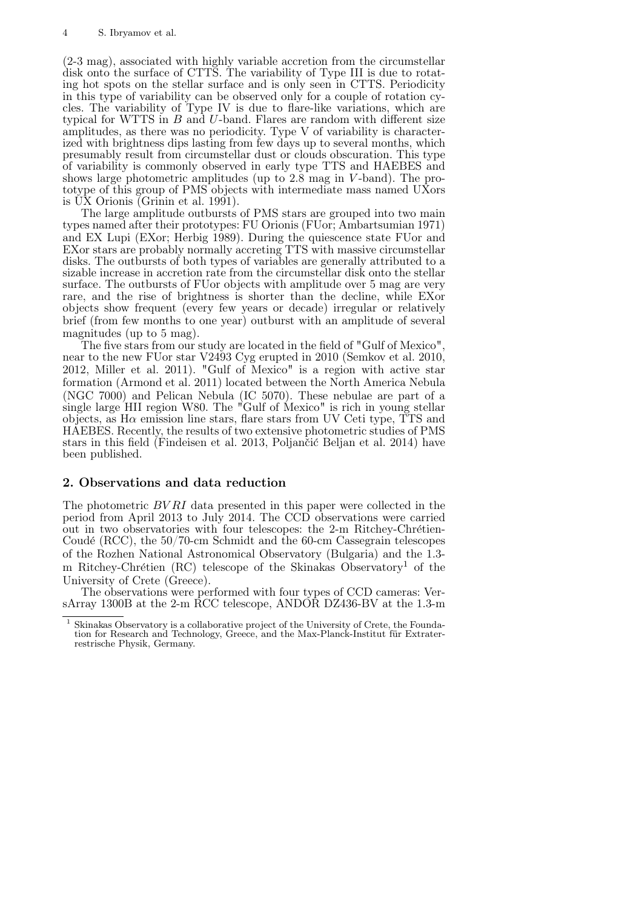(2-3 mag), associated with highly variable accretion from the circumstellar disk onto the surface of CTTS. The variability of Type III is due to rotating hot spots on the stellar surface and is only seen in CTTS. Periodicity in this type of variability can be observed only for a couple of rotation cycles. The variability of Type IV is due to flare-like variations, which are typical for WTTS in $B$ and $U$-band. Flares are random with different size amplitudes, as there was no periodicity. Type V of variability is characterized with brightness dips lasting from few days up to several months, which presumably result from circumstellar dust or clouds obscuration. This type of variability is commonly observed in early type TTS and HAEBES and shows large photometric amplitudes (up to 2.8 mag in $V$-band). The prototype of this group of PMS objects with intermediate mass named UXors is UX Orionis (Grinin et al. 1991).

The large amplitude outbursts of PMS stars are grouped into two main types named after their prototypes: FU Orionis (FUor; Ambartsumian 1971) and EX Lupi (EXor; Herbig 1989). During the quiescence state FUor and EXor stars are probably normally accreting TTS with massive circumstellar disks. The outbursts of both types of variables are generally attributed to a sizable increase in accretion rate from the circumstellar disk onto the stellar surface. The outbursts of FUor objects with amplitude over 5 mag are very rare, and the rise of brightness is shorter than the decline, while EXor objects show frequent (every few years or decade) irregular or relatively brief (from few months to one year) outburst with an amplitude of several magnitudes (up to 5 mag).

The five stars from our study are located in the field of "Gulf of Mexico", near to the new FUor star V2493 Cyg erupted in 2010 (Semkov et al. 2010, 2012, Miller et al. 2011). "Gulf of Mexico" is a region with active star formation (Armond et al. 2011) located between the North America Nebula (NGC 7000) and Pelican Nebula (IC 5070). These nebulae are part of a single large HII region W80. The "Gulf of Mexico" is rich in young stellar objects, as H$\alpha$ emission line stars, flare stars from UV Ceti type, TTS and HAEBES. Recently, the results of two extensive photometric studies of PMS stars in this field (Findeisen et al. 2013, Poljančić Beljan et al. 2014) have been published.

## 2. Observations and data reduction

The photometric $BVRI$ data presented in this paper were collected in the period from April 2013 to July 2014. The CCD observations were carried out in two observatories with four telescopes: the 2-m Ritchey-Chrétien-Coudé (RCC), the 50/70-cm Schmidt and the 60-cm Cassegrain telescopes of the Rozhen National Astronomical Observatory (Bulgaria) and the 1.3-m Ritchey-Chrétien (RC) telescope of the Skinakas Observatory[1] of the University of Crete (Greece).

The observations were performed with four types of CCD cameras: VersArray 1300B at the 2-m RCC telescope, ANDOR DZ436-BV at the 1.3-m

[1] Skinakas Observatory is a collaborative project of the University of Crete, the Foundation for Research and Technology, Greece, and the Max-Planck-Institut für Extraterrestrische Physik, Germany.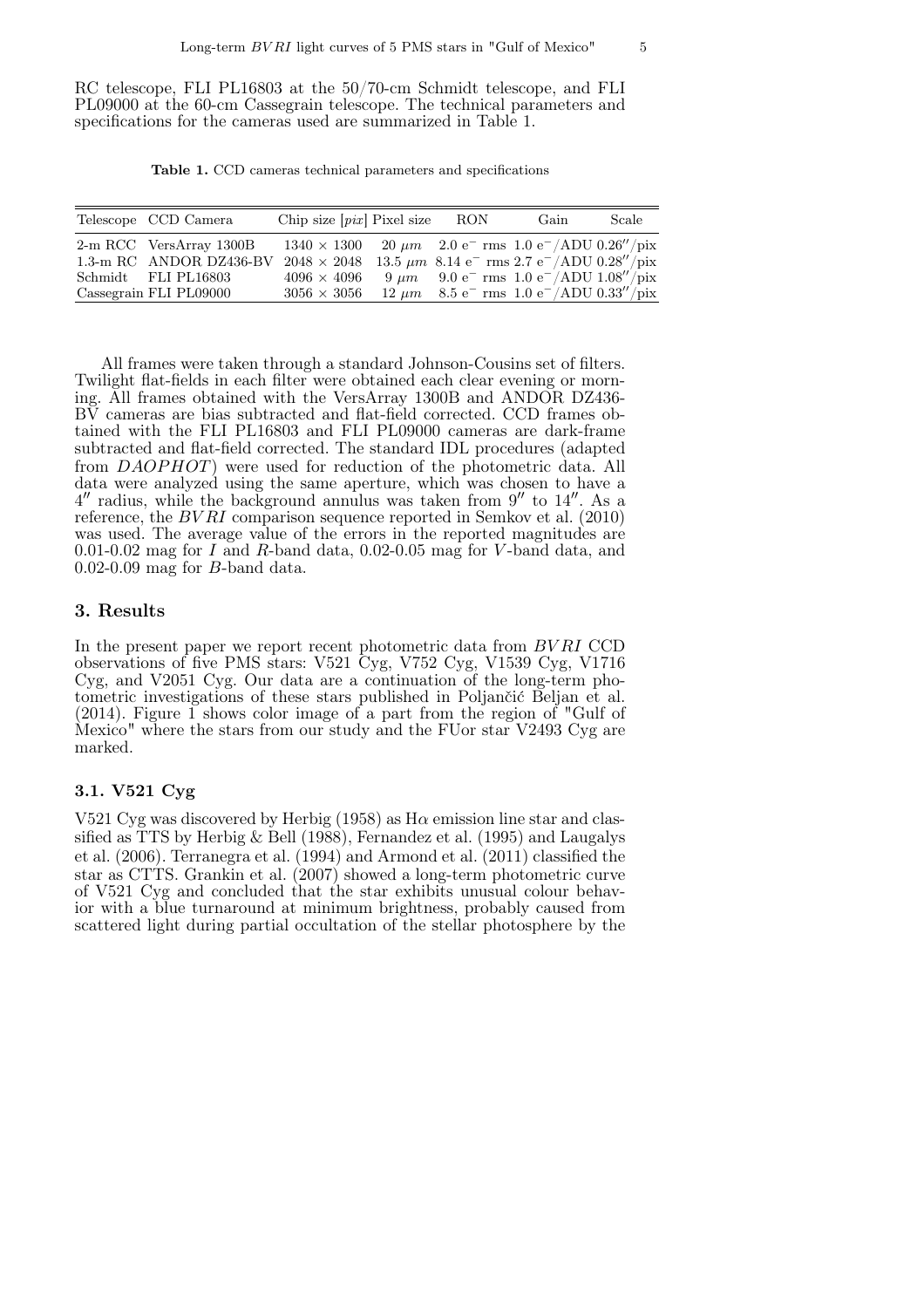RC telescope, FLI PL16803 at the 50/70-cm Schmidt telescope, and FLI PL09000 at the 60-cm Cassegrain telescope. The technical parameters and specifications for the cameras used are summarized in Table 1.

**Table 1.** CCD cameras technical parameters and specifications

| Telescope | CCD Camera | Chip size [*pix*] | Pixel size | RON | Gain | Scale |
|---|---|---|---|---|---|---|
| 2-m RCC | VersArray 1300B | 1340 × 1300 | 20 $\mu m$ | 2.0 $e^-$ rms | 1.0 $e^-$/ADU | 0.26″/pix |
| 1.3-m RC | ANDOR DZ436-BV | 2048 × 2048 | 13.5 $\mu m$ | 8.14 $e^-$ rms | 2.7 $e^-$/ADU | 0.28″/pix |
| Schmidt | FLI PL16803 | 4096 × 4096 | 9 $\mu m$ | 9.0 $e^-$ rms | 1.0 $e^-$/ADU | 1.08″/pix |
| Cassegrain | FLI PL09000 | 3056 × 3056 | 12 $\mu m$ | 8.5 $e^-$ rms | 1.0 $e^-$/ADU | 0.33″/pix |

All frames were taken through a standard Johnson-Cousins set of filters. Twilight flat-fields in each filter were obtained each clear evening or morning. All frames obtained with the VersArray 1300B and ANDOR DZ436-BV cameras are bias subtracted and flat-field corrected. CCD frames obtained with the FLI PL16803 and FLI PL09000 cameras are dark-frame subtracted and flat-field corrected. The standard IDL procedures (adapted from *DAOPHOT*) were used for reduction of the photometric data. All data were analyzed using the same aperture, which was chosen to have a 4″ radius, while the background annulus was taken from 9″ to 14″. As a reference, the *BVRI* comparison sequence reported in Semkov et al. (2010) was used. The average value of the errors in the reported magnitudes are 0.01-0.02 mag for *I* and *R*-band data, 0.02-0.05 mag for *V*-band data, and 0.02-0.09 mag for *B*-band data.

## 3. Results

In the present paper we report recent photometric data from *BVRI* CCD observations of five PMS stars: V521 Cyg, V752 Cyg, V1539 Cyg, V1716 Cyg, and V2051 Cyg. Our data are a continuation of the long-term photometric investigations of these stars published in Poljančić Beljan et al. (2014). Figure 1 shows color image of a part from the region of "Gulf of Mexico" where the stars from our study and the FUor star V2493 Cyg are marked.

### 3.1. V521 Cyg

V521 Cyg was discovered by Herbig (1958) as Hα emission line star and classified as TTS by Herbig & Bell (1988), Fernandez et al. (1995) and Laugalys et al. (2006). Terranegra et al. (1994) and Armond et al. (2011) classified the star as CTTS. Grankin et al. (2007) showed a long-term photometric curve of V521 Cyg and concluded that the star exhibits unusual colour behavior with a blue turnaround at minimum brightness, probably caused from scattered light during partial occultation of the stellar photosphere by the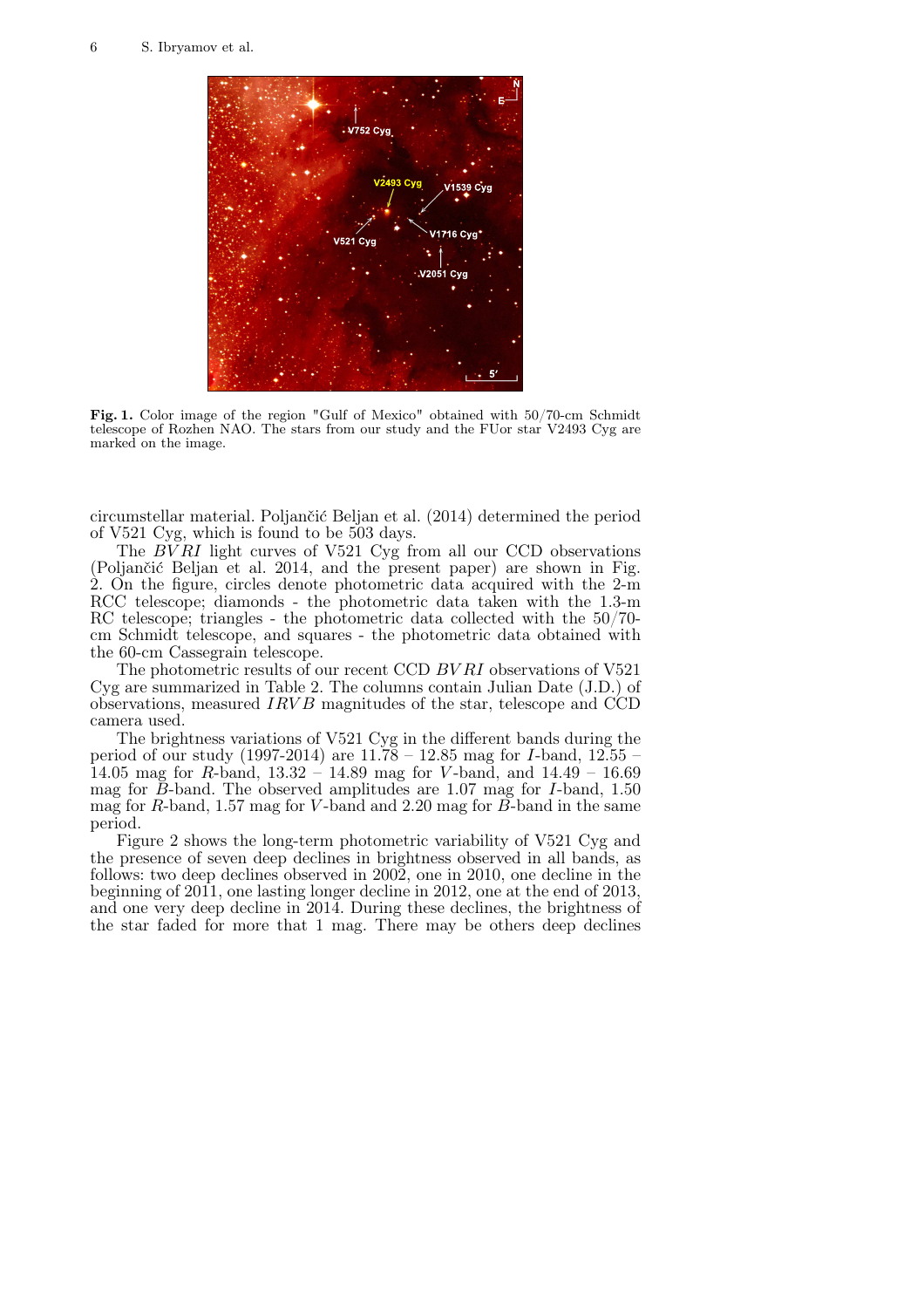**Fig. 1.** Color image of the region "Gulf of Mexico" obtained with 50/70-cm Schmidt telescope of Rozhen NAO. The stars from our study and the FUor star V2493 Cyg are marked on the image.

circumstellar material. Poljančić Beljan et al. (2014) determined the period of V521 Cyg, which is found to be 503 days.

The *BVRI* light curves of V521 Cyg from all our CCD observations (Poljančić Beljan et al. 2014, and the present paper) are shown in Fig. 2. On the figure, circles denote photometric data acquired with the 2-m RCC telescope; diamonds - the photometric data taken with the 1.3-m RC telescope; triangles - the photometric data collected with the 50/70-cm Schmidt telescope, and squares - the photometric data obtained with the 60-cm Cassegrain telescope.

The photometric results of our recent CCD *BVRI* observations of V521 Cyg are summarized in Table 2. The columns contain Julian Date (J.D.) of observations, measured *IRVB* magnitudes of the star, telescope and CCD camera used.

The brightness variations of V521 Cyg in the different bands during the period of our study (1997-2014) are 11.78 – 12.85 mag for *I*-band, 12.55 – 14.05 mag for *R*-band, 13.32 – 14.89 mag for *V*-band, and 14.49 – 16.69 mag for *B*-band. The observed amplitudes are 1.07 mag for *I*-band, 1.50 mag for *R*-band, 1.57 mag for *V*-band and 2.20 mag for *B*-band in the same period.

Figure 2 shows the long-term photometric variability of V521 Cyg and the presence of seven deep declines in brightness observed in all bands, as follows: two deep declines observed in 2002, one in 2010, one decline in the beginning of 2011, one lasting longer decline in 2012, one at the end of 2013, and one very deep decline in 2014. During these declines, the brightness of the star faded for more that 1 mag. There may be others deep declines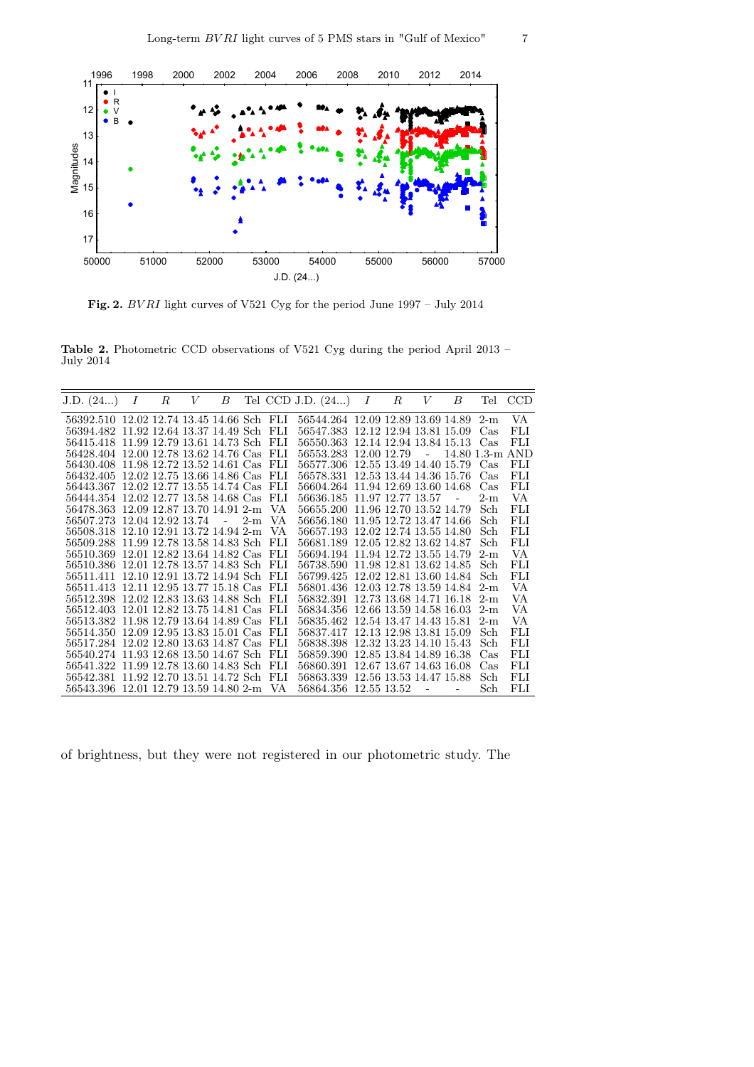**Fig. 2.** *BVRI* light curves of V521 Cyg for the period June 1997 – July 2014

**Table 2.** Photometric CCD observations of V521 Cyg during the period April 2013 – July 2014

| J.D. (24...) | *I* | *R* | *V* | *B* | Tel | CCD | J.D. (24...) | *I* | *R* | *V* | *B* | Tel | CCD |
|---|---|---|---|---|---|---|---|---|---|---|---|---|---|
| 56392.510 | 12.02 | 12.74 | 13.45 | 14.66 | Sch | FLI | 56544.264 | 12.09 | 12.89 | 13.69 | 14.89 | 2-m | VA |
| 56394.482 | 11.92 | 12.64 | 13.37 | 14.49 | Sch | FLI | 56547.383 | 12.12 | 12.94 | 13.81 | 15.09 | Cas | FLI |
| 56415.418 | 11.99 | 12.79 | 13.61 | 14.73 | Sch | FLI | 56550.363 | 12.14 | 12.94 | 13.84 | 15.13 | Cas | FLI |
| 56428.404 | 12.00 | 12.78 | 13.62 | 14.76 | Cas | FLI | 56553.283 | 12.00 | 12.79 | - | 14.80 | 1.3-m | AND |
| 56430.408 | 11.98 | 12.72 | 13.52 | 14.61 | Cas | FLI | 56577.306 | 12.55 | 13.49 | 14.40 | 15.79 | Cas | FLI |
| 56432.405 | 12.02 | 12.75 | 13.66 | 14.86 | Cas | FLI | 56578.331 | 12.53 | 13.44 | 14.36 | 15.76 | Cas | FLI |
| 56443.367 | 12.02 | 12.77 | 13.55 | 14.74 | Cas | FLI | 56604.264 | 11.94 | 12.69 | 13.60 | 14.68 | Cas | FLI |
| 56444.354 | 12.02 | 12.77 | 13.58 | 14.68 | Cas | FLI | 56636.185 | 11.97 | 12.77 | 13.57 | - | 2-m | VA |
| 56478.363 | 12.09 | 12.87 | 13.70 | 14.91 | 2-m | VA | 56655.200 | 11.96 | 12.70 | 13.52 | 14.79 | Sch | FLI |
| 56507.273 | 12.04 | 12.92 | 13.74 | - | 2-m | VA | 56656.180 | 11.95 | 12.72 | 13.47 | 14.66 | Sch | FLI |
| 56508.318 | 12.10 | 12.91 | 13.72 | 14.94 | 2-m | VA | 56657.193 | 12.02 | 12.74 | 13.55 | 14.80 | Sch | FLI |
| 56509.288 | 11.99 | 12.78 | 13.58 | 14.83 | Sch | FLI | 56681.189 | 12.05 | 12.82 | 13.62 | 14.87 | Sch | FLI |
| 56510.369 | 12.01 | 12.82 | 13.64 | 14.82 | Cas | FLI | 56694.194 | 11.94 | 12.72 | 13.55 | 14.79 | 2-m | VA |
| 56510.386 | 12.01 | 12.78 | 13.57 | 14.83 | Sch | FLI | 56738.590 | 11.98 | 12.81 | 13.62 | 14.85 | Sch | FLI |
| 56511.411 | 12.10 | 12.91 | 13.72 | 14.94 | Sch | FLI | 56799.425 | 12.02 | 12.81 | 13.60 | 14.84 | Sch | FLI |
| 56511.413 | 12.11 | 12.95 | 13.77 | 15.18 | Cas | FLI | 56801.436 | 12.03 | 12.78 | 13.59 | 14.84 | 2-m | VA |
| 56512.398 | 12.02 | 12.83 | 13.63 | 14.88 | Sch | FLI | 56832.391 | 12.73 | 13.68 | 14.71 | 16.18 | 2-m | VA |
| 56512.403 | 12.01 | 12.82 | 13.75 | 14.81 | Cas | FLI | 56834.356 | 12.66 | 13.59 | 14.58 | 16.03 | 2-m | VA |
| 56513.382 | 11.98 | 12.79 | 13.64 | 14.89 | Cas | FLI | 56835.462 | 12.54 | 13.47 | 14.43 | 15.81 | 2-m | VA |
| 56514.350 | 12.09 | 12.95 | 13.83 | 15.01 | Cas | FLI | 56837.417 | 12.13 | 12.98 | 13.81 | 15.09 | Sch | FLI |
| 56517.284 | 12.02 | 12.80 | 13.63 | 14.87 | Cas | FLI | 56838.398 | 12.32 | 13.23 | 14.10 | 15.43 | Sch | FLI |
| 56540.274 | 11.93 | 12.68 | 13.50 | 14.67 | Sch | FLI | 56859.390 | 12.85 | 13.84 | 14.89 | 16.38 | Cas | FLI |
| 56541.322 | 11.99 | 12.78 | 13.60 | 14.83 | Sch | FLI | 56860.391 | 12.67 | 13.67 | 14.63 | 16.08 | Cas | FLI |
| 56542.381 | 11.92 | 12.70 | 13.51 | 14.72 | Sch | FLI | 56863.339 | 12.56 | 13.53 | 14.47 | 15.88 | Sch | FLI |
| 56543.396 | 12.01 | 12.79 | 13.59 | 14.80 | 2-m | VA | 56864.356 | 12.55 | 13.52 | - | - | Sch | FLI |

of brightness, but they were not registered in our photometric study. The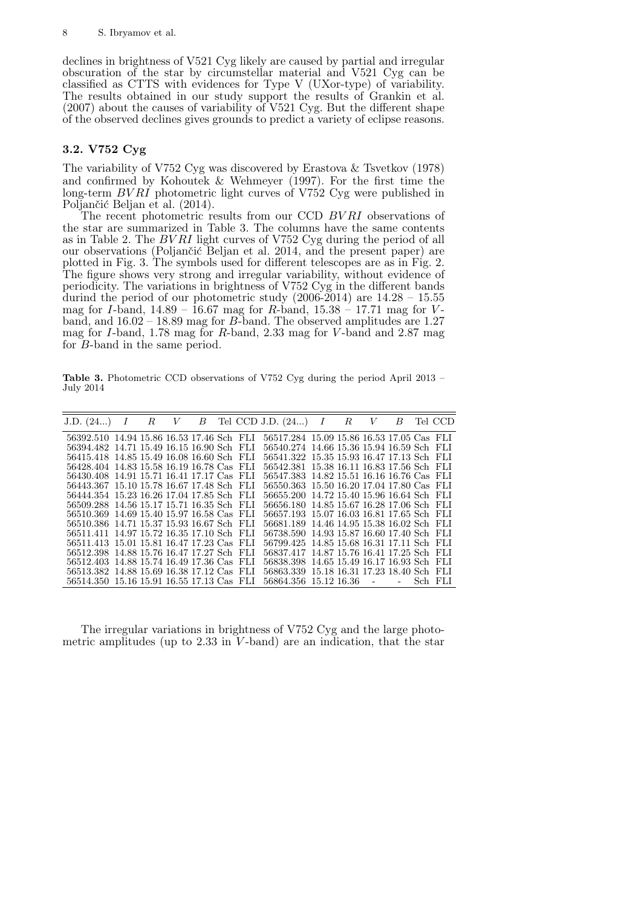declines in brightness of V521 Cyg likely are caused by partial and irregular obscuration of the star by circumstellar material and V521 Cyg can be classified as CTTS with evidences for Type V (UXor-type) of variability. The results obtained in our study support the results of Grankin et al. (2007) about the causes of variability of V521 Cyg. But the different shape of the observed declines gives grounds to predict a variety of eclipse reasons.

### 3.2. V752 Cyg

The variability of V752 Cyg was discovered by Erastova & Tsvetkov (1978) and confirmed by Kohoutek & Wehmeyer (1997). For the first time the long-term $BVRI$ photometric light curves of V752 Cyg were published in Poljančić Beljan et al. (2014).

The recent photometric results from our CCD $BVRI$ observations of the star are summarized in Table 3. The columns have the same contents as in Table 2. The $BVRI$ light curves of V752 Cyg during the period of all our observations (Poljančić Beljan et al. 2014, and the present paper) are plotted in Fig. 3. The symbols used for different telescopes are as in Fig. 2. The figure shows very strong and irregular variability, without evidence of periodicity. The variations in brightness of V752 Cyg in the different bands durind the period of our photometric study (2006-2014) are 14.28 – 15.55 mag for $I$-band, 14.89 – 16.67 mag for $R$-band, 15.38 – 17.71 mag for $V$-band, and 16.02 – 18.89 mag for $B$-band. The observed amplitudes are 1.27 mag for $I$-band, 1.78 mag for $R$-band, 2.33 mag for $V$-band and 2.87 mag for $B$-band in the same period.

**Table 3.** Photometric CCD observations of V752 Cyg during the period April 2013 – July 2014

| J.D. (24...) | $I$ | $R$ | $V$ | $B$ | Tel | CCD | J.D. (24...) | $I$ | $R$ | $V$ | $B$ | Tel | CCD |
|---|---|---|---|---|---|---|---|---|---|---|---|---|---|
| 56392.510 | 14.94 | 15.86 | 16.53 | 17.46 | Sch | FLI | 56517.284 | 15.09 | 15.86 | 16.53 | 17.05 | Cas | FLI |
| 56394.482 | 14.71 | 15.49 | 16.15 | 16.90 | Sch | FLI | 56540.274 | 14.66 | 15.36 | 15.94 | 16.59 | Sch | FLI |
| 56415.418 | 14.85 | 15.49 | 16.08 | 16.60 | Sch | FLI | 56541.322 | 15.35 | 15.93 | 16.47 | 17.13 | Sch | FLI |
| 56428.404 | 14.83 | 15.58 | 16.19 | 16.78 | Cas | FLI | 56542.381 | 15.38 | 16.11 | 16.83 | 17.56 | Sch | FLI |
| 56430.408 | 14.91 | 15.71 | 16.41 | 17.17 | Cas | FLI | 56547.383 | 14.82 | 15.51 | 16.16 | 16.76 | Cas | FLI |
| 56443.367 | 15.10 | 15.78 | 16.67 | 17.48 | Sch | FLI | 56550.363 | 15.50 | 16.20 | 17.04 | 17.80 | Cas | FLI |
| 56444.354 | 15.23 | 16.26 | 17.04 | 17.85 | Sch | FLI | 56655.200 | 14.72 | 15.40 | 15.96 | 16.64 | Sch | FLI |
| 56509.288 | 14.56 | 15.17 | 15.71 | 16.35 | Sch | FLI | 56656.180 | 14.85 | 15.67 | 16.28 | 17.06 | Sch | FLI |
| 56510.369 | 14.69 | 15.40 | 15.97 | 16.58 | Cas | FLI | 56657.193 | 15.07 | 16.03 | 16.81 | 17.65 | Sch | FLI |
| 56510.386 | 14.71 | 15.37 | 15.93 | 16.67 | Sch | FLI | 56681.189 | 14.46 | 14.95 | 15.38 | 16.02 | Sch | FLI |
| 56511.411 | 14.97 | 15.72 | 16.35 | 17.10 | Sch | FLI | 56738.590 | 14.93 | 15.87 | 16.60 | 17.40 | Sch | FLI |
| 56511.413 | 15.01 | 15.81 | 16.47 | 17.23 | Cas | FLI | 56799.425 | 14.85 | 15.68 | 16.31 | 17.11 | Sch | FLI |
| 56512.398 | 14.88 | 15.76 | 16.47 | 17.27 | Sch | FLI | 56837.417 | 14.87 | 15.76 | 16.41 | 17.25 | Sch | FLI |
| 56512.403 | 14.88 | 15.74 | 16.49 | 17.36 | Cas | FLI | 56838.398 | 14.65 | 15.49 | 16.17 | 16.93 | Sch | FLI |
| 56513.382 | 14.88 | 15.69 | 16.38 | 17.12 | Cas | FLI | 56863.339 | 15.18 | 16.31 | 17.23 | 18.40 | Sch | FLI |
| 56514.350 | 15.16 | 15.91 | 16.55 | 17.13 | Cas | FLI | 56864.356 | 15.12 | 16.36 | - | - | Sch | FLI |

The irregular variations in brightness of V752 Cyg and the large photometric amplitudes (up to 2.33 in $V$-band) are an indication, that the star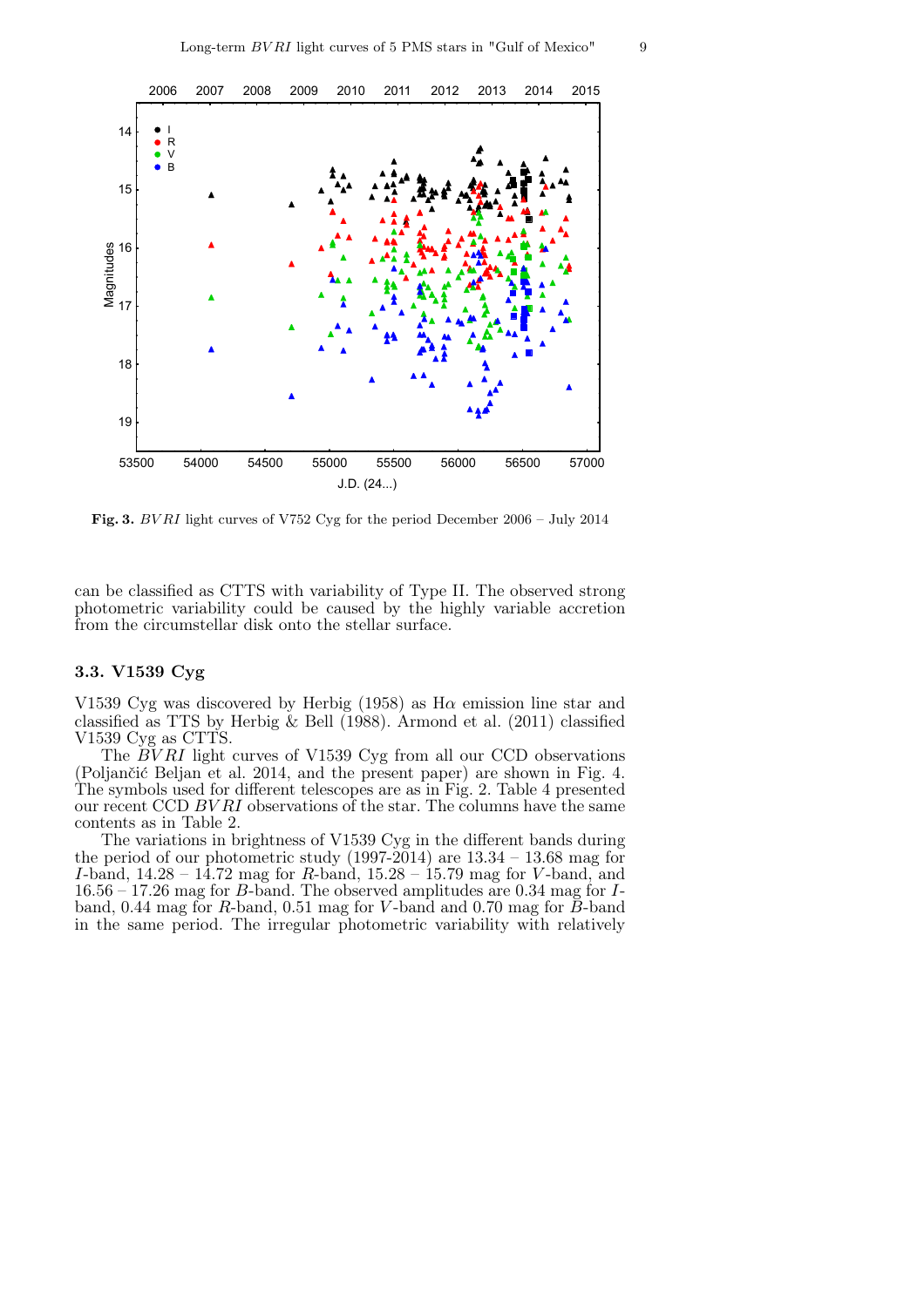**Fig. 3.** *BVRI* light curves of V752 Cyg for the period December 2006 – July 2014

can be classified as CTTS with variability of Type II. The observed strong photometric variability could be caused by the highly variable accretion from the circumstellar disk onto the stellar surface.

### 3.3. V1539 Cyg

V1539 Cyg was discovered by Herbig (1958) as Hα emission line star and classified as TTS by Herbig & Bell (1988). Armond et al. (2011) classified V1539 Cyg as CTTS.

The *BVRI* light curves of V1539 Cyg from all our CCD observations (Poljančić Beljan et al. 2014, and the present paper) are shown in Fig. 4. The symbols used for different telescopes are as in Fig. 2. Table 4 presented our recent CCD *BVRI* observations of the star. The columns have the same contents as in Table 2.

The variations in brightness of V1539 Cyg in the different bands during the period of our photometric study (1997-2014) are 13.34 – 13.68 mag for *I*-band, 14.28 – 14.72 mag for *R*-band, 15.28 – 15.79 mag for *V*-band, and 16.56 – 17.26 mag for *B*-band. The observed amplitudes are 0.34 mag for *I*-band, 0.44 mag for *R*-band, 0.51 mag for *V*-band and 0.70 mag for *B*-band in the same period. The irregular photometric variability with relatively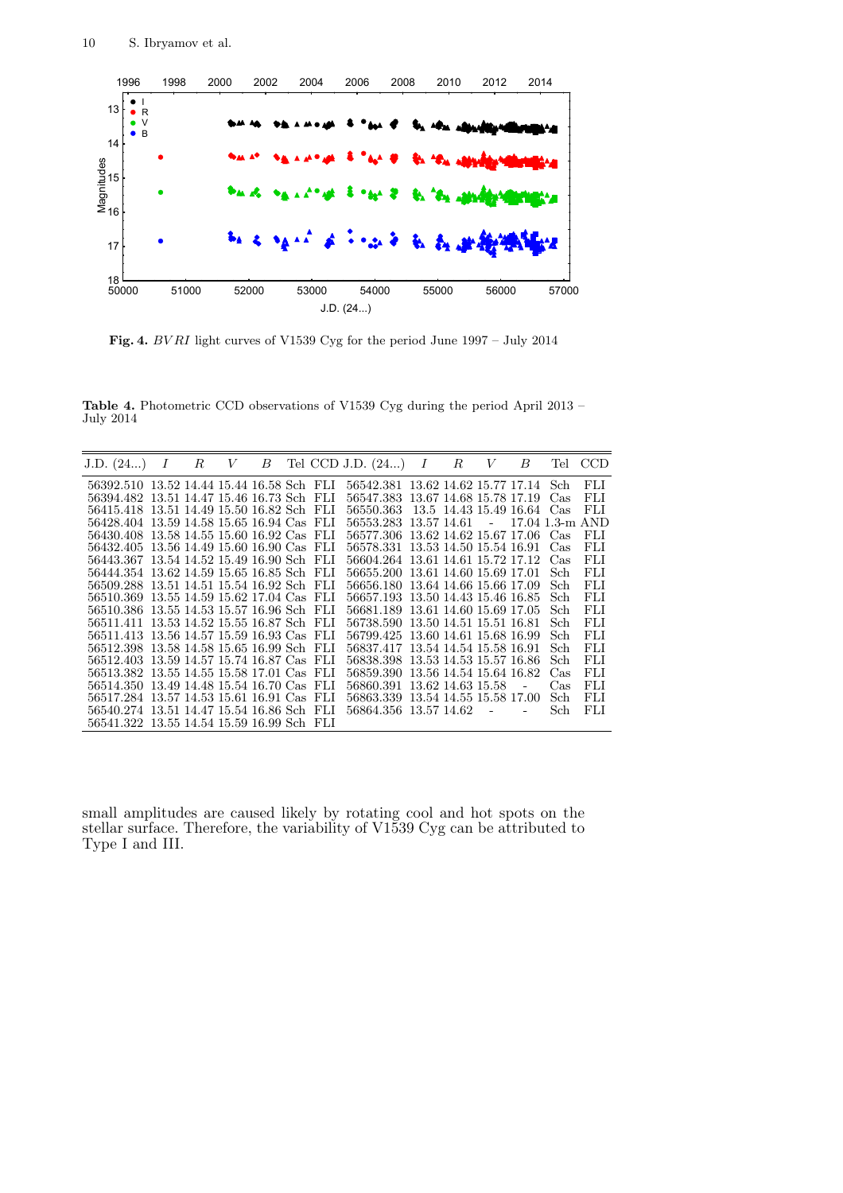**Fig. 4.** *BVRI* light curves of V1539 Cyg for the period June 1997 – July 2014

**Table 4.** Photometric CCD observations of V1539 Cyg during the period April 2013 – July 2014

| J.D. (24...) | $I$ | $R$ | $V$ | $B$ | Tel | CCD | J.D. (24...) | $I$ | $R$ | $V$ | $B$ | Tel | CCD |
|---|---|---|---|---|---|---|---|---|---|---|---|---|---|
| 56392.510 | 13.52 | 14.44 | 15.44 | 16.58 | Sch | FLI | 56542.381 | 13.62 | 14.62 | 15.77 | 17.14 | Sch | FLI |
| 56394.482 | 13.51 | 14.47 | 15.46 | 16.73 | Sch | FLI | 56547.383 | 13.67 | 14.68 | 15.78 | 17.19 | Cas | FLI |
| 56415.418 | 13.51 | 14.49 | 15.50 | 16.82 | Sch | FLI | 56550.363 | 13.5 | 14.43 | 15.49 | 16.64 | Cas | FLI |
| 56428.404 | 13.59 | 14.58 | 15.65 | 16.94 | Cas | FLI | 56553.283 | 13.57 | 14.61 | - | 17.04 | 1.3-m | AND |
| 56430.408 | 13.58 | 14.55 | 15.60 | 16.92 | Cas | FLI | 56577.306 | 13.62 | 14.62 | 15.67 | 17.06 | Cas | FLI |
| 56432.405 | 13.56 | 14.49 | 15.60 | 16.90 | Cas | FLI | 56578.331 | 13.53 | 14.50 | 15.54 | 16.91 | Cas | FLI |
| 56443.367 | 13.54 | 14.52 | 15.49 | 16.90 | Sch | FLI | 56604.264 | 13.61 | 14.61 | 15.72 | 17.12 | Cas | FLI |
| 56444.354 | 13.62 | 14.59 | 15.65 | 16.85 | Sch | FLI | 56655.200 | 13.61 | 14.60 | 15.69 | 17.01 | Sch | FLI |
| 56509.288 | 13.51 | 14.51 | 15.54 | 16.92 | Sch | FLI | 56656.180 | 13.64 | 14.66 | 15.66 | 17.09 | Sch | FLI |
| 56510.369 | 13.55 | 14.59 | 15.62 | 17.04 | Cas | FLI | 56657.193 | 13.50 | 14.43 | 15.46 | 16.85 | Sch | FLI |
| 56510.386 | 13.55 | 14.53 | 15.57 | 16.96 | Sch | FLI | 56681.189 | 13.61 | 14.60 | 15.69 | 17.05 | Sch | FLI |
| 56511.411 | 13.53 | 14.52 | 15.55 | 16.87 | Sch | FLI | 56738.590 | 13.50 | 14.51 | 15.51 | 16.81 | Sch | FLI |
| 56511.413 | 13.56 | 14.57 | 15.59 | 16.93 | Cas | FLI | 56799.425 | 13.60 | 14.61 | 15.68 | 16.99 | Sch | FLI |
| 56512.398 | 13.58 | 14.58 | 15.65 | 16.99 | Sch | FLI | 56837.417 | 13.54 | 14.54 | 15.58 | 16.91 | Sch | FLI |
| 56512.403 | 13.59 | 14.57 | 15.74 | 16.87 | Cas | FLI | 56838.398 | 13.53 | 14.53 | 15.57 | 16.86 | Sch | FLI |
| 56513.382 | 13.55 | 14.55 | 15.58 | 17.01 | Cas | FLI | 56859.390 | 13.56 | 14.54 | 15.64 | 16.82 | Cas | FLI |
| 56514.350 | 13.49 | 14.48 | 15.54 | 16.70 | Cas | FLI | 56860.391 | 13.62 | 14.63 | 15.58 | - | Cas | FLI |
| 56517.284 | 13.57 | 14.53 | 15.61 | 16.91 | Cas | FLI | 56863.339 | 13.54 | 14.55 | 15.58 | 17.00 | Sch | FLI |
| 56540.274 | 13.51 | 14.47 | 15.54 | 16.86 | Sch | FLI | 56864.356 | 13.57 | 14.62 | - | - | Sch | FLI |
| 56541.322 | 13.55 | 14.54 | 15.59 | 16.99 | Sch | FLI | | | | | | | |

small amplitudes are caused likely by rotating cool and hot spots on the stellar surface. Therefore, the variability of V1539 Cyg can be attributed to Type I and III.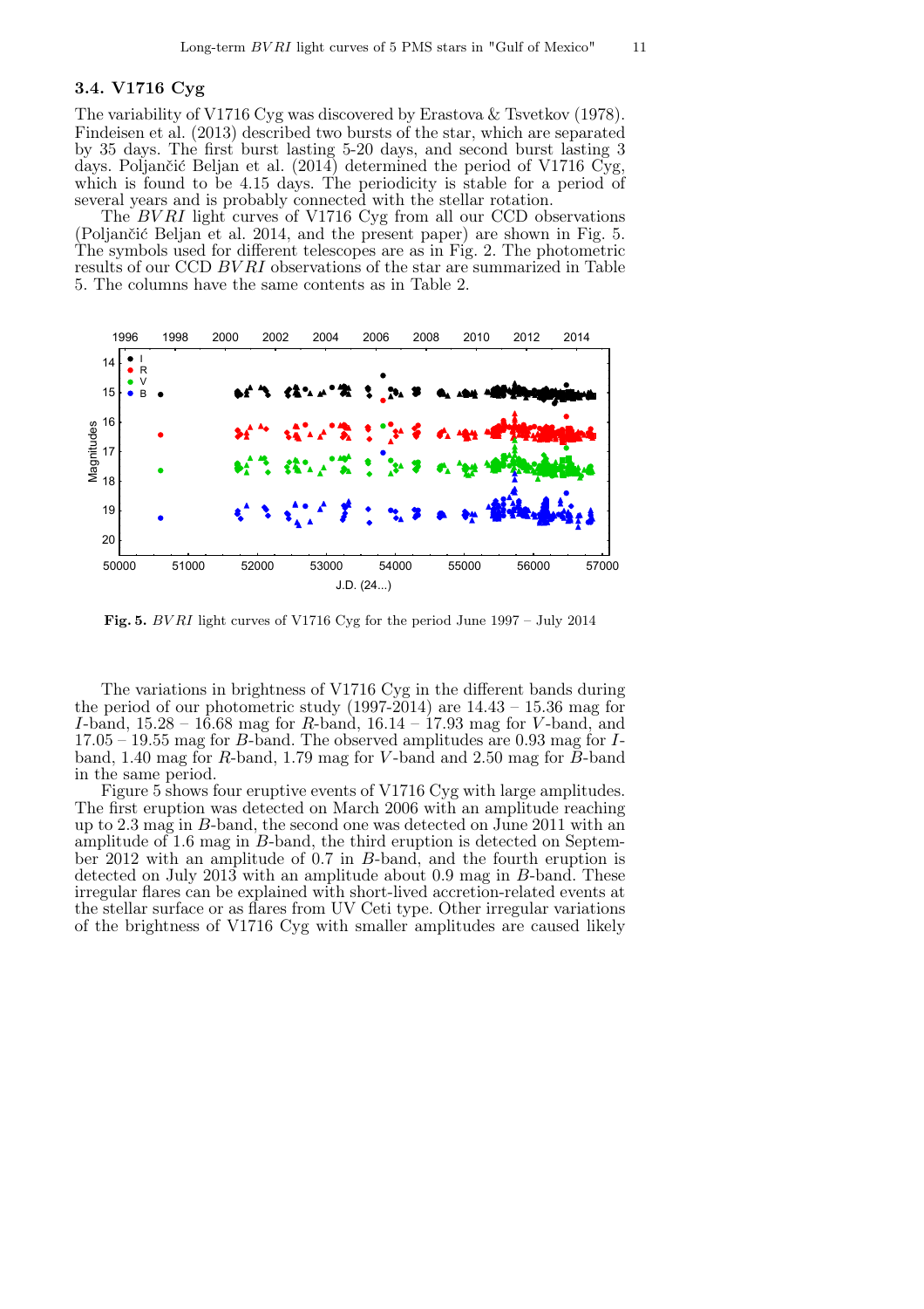### 3.4. V1716 Cyg

The variability of V1716 Cyg was discovered by Erastova & Tsvetkov (1978). Findeisen et al. (2013) described two bursts of the star, which are separated by 35 days. The first burst lasting 5-20 days, and second burst lasting 3 days. Poljančić Beljan et al. (2014) determined the period of V1716 Cyg, which is found to be 4.15 days. The periodicity is stable for a period of several years and is probably connected with the stellar rotation.

The *BVRI* light curves of V1716 Cyg from all our CCD observations (Poljančić Beljan et al. 2014, and the present paper) are shown in Fig. 5. The symbols used for different telescopes are as in Fig. 2. The photometric results of our CCD *BVRI* observations of the star are summarized in Table 5. The columns have the same contents as in Table 2.

**Fig. 5.** *BVRI* light curves of V1716 Cyg for the period June 1997 – July 2014

The variations in brightness of V1716 Cyg in the different bands during the period of our photometric study (1997-2014) are 14.43 – 15.36 mag for *I*-band, 15.28 – 16.68 mag for *R*-band, 16.14 – 17.93 mag for *V*-band, and 17.05 – 19.55 mag for *B*-band. The observed amplitudes are 0.93 mag for *I*-band, 1.40 mag for *R*-band, 1.79 mag for *V*-band and 2.50 mag for *B*-band in the same period.

Figure 5 shows four eruptive events of V1716 Cyg with large amplitudes. The first eruption was detected on March 2006 with an amplitude reaching up to 2.3 mag in *B*-band, the second one was detected on June 2011 with an amplitude of 1.6 mag in *B*-band, the third eruption is detected on September 2012 with an amplitude of 0.7 in *B*-band, and the fourth eruption is detected on July 2013 with an amplitude about 0.9 mag in *B*-band. These irregular flares can be explained with short-lived accretion-related events at the stellar surface or as flares from UV Ceti type. Other irregular variations of the brightness of V1716 Cyg with smaller amplitudes are caused likely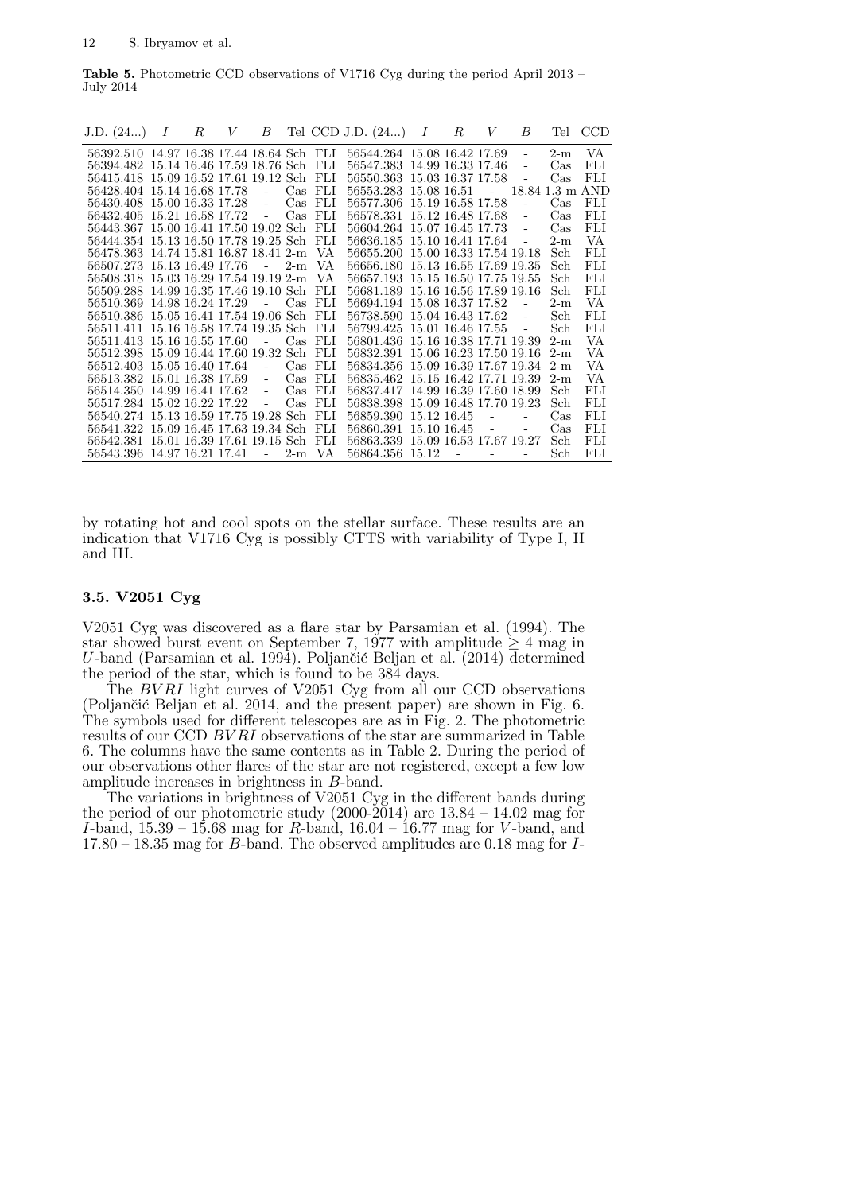**Table 5.** Photometric CCD observations of V1716 Cyg during the period April 2013 – July 2014

| J.D. (24...) | $I$ | $R$ | $V$ | $B$ | Tel | CCD | J.D. (24...) | $I$ | $R$ | $V$ | $B$ | Tel | CCD |
|---|---|---|---|---|---|---|---|---|---|---|---|---|---|
| 56392.510 | 14.97 | 16.38 | 17.44 | 18.64 | Sch | FLI | 56544.264 | 15.08 | 16.42 | 17.69 | - | 2-m | VA |
| 56394.482 | 15.14 | 16.46 | 17.59 | 18.76 | Sch | FLI | 56547.383 | 14.99 | 16.33 | 17.46 | - | Cas | FLI |
| 56415.418 | 15.09 | 16.52 | 17.61 | 19.12 | Sch | FLI | 56550.363 | 15.03 | 16.37 | 17.58 | - | Cas | FLI |
| 56428.404 | 15.14 | 16.68 | 17.78 | - | Cas | FLI | 56553.283 | 15.08 | 16.51 | - | 18.84 | 1.3-m | AND |
| 56430.408 | 15.00 | 16.33 | 17.28 | - | Cas | FLI | 56577.306 | 15.19 | 16.58 | 17.58 | - | Cas | FLI |
| 56432.405 | 15.21 | 16.58 | 17.72 | - | Cas | FLI | 56578.331 | 15.12 | 16.48 | 17.68 | - | Cas | FLI |
| 56443.367 | 15.00 | 16.41 | 17.50 | 19.02 | Sch | FLI | 56604.264 | 15.07 | 16.45 | 17.73 | - | Cas | FLI |
| 56444.354 | 15.13 | 16.50 | 17.78 | 19.25 | Sch | FLI | 56636.185 | 15.10 | 16.41 | 17.64 | - | 2-m | VA |
| 56478.363 | 14.74 | 15.81 | 16.87 | 18.41 | 2-m | VA | 56655.200 | 15.00 | 16.33 | 17.54 | 19.18 | Sch | FLI |
| 56507.273 | 15.13 | 16.49 | 17.76 | - | 2-m | VA | 56656.180 | 15.13 | 16.55 | 17.69 | 19.35 | Sch | FLI |
| 56508.318 | 15.03 | 16.29 | 17.54 | 19.19 | 2-m | VA | 56657.193 | 15.15 | 16.50 | 17.75 | 19.55 | Sch | FLI |
| 56509.288 | 14.99 | 16.35 | 17.46 | 19.10 | Sch | FLI | 56681.189 | 15.16 | 16.56 | 17.89 | 19.16 | Sch | FLI |
| 56510.369 | 14.98 | 16.24 | 17.29 | - | Cas | FLI | 56694.194 | 15.08 | 16.37 | 17.82 | - | 2-m | VA |
| 56510.386 | 15.05 | 16.41 | 17.54 | 19.06 | Sch | FLI | 56738.590 | 15.04 | 16.43 | 17.62 | - | Sch | FLI |
| 56511.411 | 15.16 | 16.58 | 17.74 | 19.35 | Sch | FLI | 56799.425 | 15.01 | 16.46 | 17.55 | - | Sch | FLI |
| 56511.413 | 15.16 | 16.55 | 17.60 | - | Cas | FLI | 56801.436 | 15.16 | 16.38 | 17.71 | 19.39 | 2-m | VA |
| 56512.398 | 15.09 | 16.44 | 17.60 | 19.32 | Sch | FLI | 56832.391 | 15.06 | 16.23 | 17.50 | 19.16 | 2-m | VA |
| 56512.403 | 15.05 | 16.40 | 17.64 | - | Cas | FLI | 56834.356 | 15.09 | 16.39 | 17.67 | 19.34 | 2-m | VA |
| 56513.382 | 15.01 | 16.38 | 17.59 | - | Cas | FLI | 56835.462 | 15.15 | 16.42 | 17.71 | 19.39 | 2-m | VA |
| 56514.350 | 14.99 | 16.41 | 17.62 | - | Cas | FLI | 56837.417 | 14.99 | 16.39 | 17.60 | 18.99 | Sch | FLI |
| 56517.284 | 15.02 | 16.22 | 17.22 | - | Cas | FLI | 56838.398 | 15.09 | 16.48 | 17.70 | 19.23 | Sch | FLI |
| 56540.274 | 15.13 | 16.59 | 17.75 | 19.28 | Sch | FLI | 56859.390 | 15.12 | 16.45 | - | - | Cas | FLI |
| 56541.322 | 15.09 | 16.45 | 17.63 | 19.34 | Sch | FLI | 56860.391 | 15.10 | 16.45 | - | - | Cas | FLI |
| 56542.381 | 15.01 | 16.39 | 17.61 | 19.15 | Sch | FLI | 56863.339 | 15.09 | 16.53 | 17.67 | 19.27 | Sch | FLI |
| 56543.396 | 14.97 | 16.21 | 17.41 | - | 2-m | VA | 56864.356 | 15.12 | - | - | - | Sch | FLI |

by rotating hot and cool spots on the stellar surface. These results are an indication that V1716 Cyg is possibly CTTS with variability of Type I, II and III.

### 3.5. V2051 Cyg

V2051 Cyg was discovered as a flare star by Parsamian et al. (1994). The star showed burst event on September 7, 1977 with amplitude $\geq 4$ mag in $U$-band (Parsamian et al. 1994). Poljančić Beljan et al. (2014) determined the period of the star, which is found to be 384 days.

The $BVRI$ light curves of V2051 Cyg from all our CCD observations (Poljančić Beljan et al. 2014, and the present paper) are shown in Fig. 6. The symbols used for different telescopes are as in Fig. 2. The photometric results of our CCD $BVRI$ observations of the star are summarized in Table 6. The columns have the same contents as in Table 2. During the period of our observations other flares of the star are not registered, except a few low amplitude increases in brightness in $B$-band.

The variations in brightness of V2051 Cyg in the different bands during the period of our photometric study (2000-2014) are 13.84 – 14.02 mag for $I$-band, 15.39 – 15.68 mag for $R$-band, 16.04 – 16.77 mag for $V$-band, and 17.80 – 18.35 mag for $B$-band. The observed amplitudes are 0.18 mag for $I$-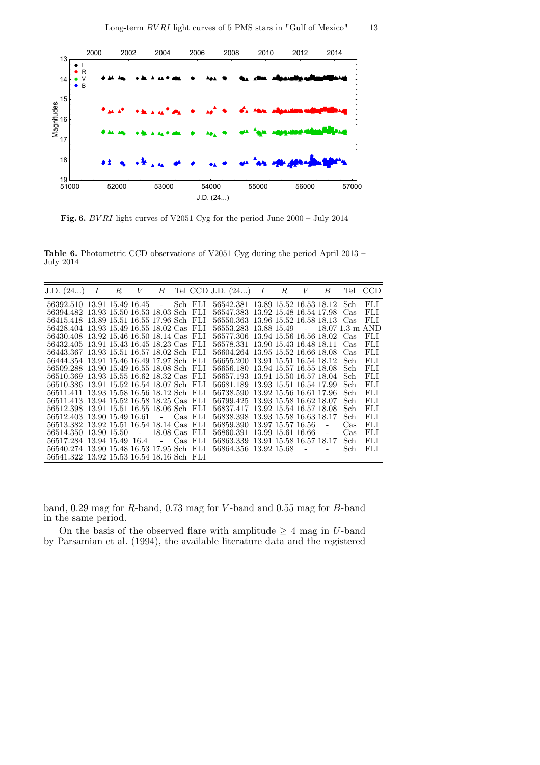**Fig. 6.** *BVRI* light curves of V2051 Cyg for the period June 2000 – July 2014

**Table 6.** Photometric CCD observations of V2051 Cyg during the period April 2013 – July 2014

| J.D. (24...) | $I$ | $R$ | $V$ | $B$ | Tel | CCD | J.D. (24...) | $I$ | $R$ | $V$ | $B$ | Tel | CCD |
|---|---|---|---|---|---|---|---|---|---|---|---|---|---|
| 56392.510 | 13.91 | 15.49 | 16.45 | - | Sch | FLI | 56542.381 | 13.89 | 15.52 | 16.53 | 18.12 | Sch | FLI |
| 56394.482 | 13.93 | 15.50 | 16.53 | 18.03 | Sch | FLI | 56547.383 | 13.92 | 15.48 | 16.54 | 17.98 | Cas | FLI |
| 56415.418 | 13.89 | 15.51 | 16.55 | 17.96 | Sch | FLI | 56550.363 | 13.96 | 15.52 | 16.58 | 18.13 | Cas | FLI |
| 56428.404 | 13.93 | 15.49 | 16.55 | 18.02 | Cas | FLI | 56553.283 | 13.88 | 15.49 | - | 18.07 | 1.3-m | AND |
| 56430.408 | 13.92 | 15.46 | 16.50 | 18.14 | Cas | FLI | 56577.306 | 13.94 | 15.56 | 16.56 | 18.02 | Cas | FLI |
| 56432.405 | 13.91 | 15.43 | 16.45 | 18.23 | Cas | FLI | 56578.331 | 13.90 | 15.43 | 16.48 | 18.11 | Cas | FLI |
| 56443.367 | 13.93 | 15.51 | 16.57 | 18.02 | Sch | FLI | 56604.264 | 13.95 | 15.52 | 16.66 | 18.08 | Cas | FLI |
| 56444.354 | 13.91 | 15.46 | 16.49 | 17.97 | Sch | FLI | 56655.200 | 13.91 | 15.51 | 16.54 | 18.12 | Sch | FLI |
| 56509.288 | 13.90 | 15.49 | 16.55 | 18.08 | Sch | FLI | 56656.180 | 13.94 | 15.57 | 16.55 | 18.08 | Sch | FLI |
| 56510.369 | 13.93 | 15.55 | 16.62 | 18.32 | Cas | FLI | 56657.193 | 13.91 | 15.50 | 16.57 | 18.04 | Sch | FLI |
| 56510.386 | 13.91 | 15.52 | 16.54 | 18.07 | Sch | FLI | 56681.189 | 13.93 | 15.51 | 16.54 | 17.99 | Sch | FLI |
| 56511.411 | 13.93 | 15.58 | 16.56 | 18.12 | Sch | FLI | 56738.590 | 13.92 | 15.56 | 16.61 | 17.96 | Sch | FLI |
| 56511.413 | 13.94 | 15.52 | 16.58 | 18.25 | Cas | FLI | 56799.425 | 13.93 | 15.58 | 16.62 | 18.07 | Sch | FLI |
| 56512.398 | 13.91 | 15.51 | 16.55 | 18.06 | Sch | FLI | 56837.417 | 13.92 | 15.54 | 16.57 | 18.08 | Sch | FLI |
| 56512.403 | 13.90 | 15.49 | 16.61 | - | Cas | FLI | 56838.398 | 13.93 | 15.58 | 16.63 | 18.17 | Sch | FLI |
| 56513.382 | 13.92 | 15.51 | 16.54 | 18.14 | Cas | FLI | 56859.390 | 13.97 | 15.57 | 16.56 | - | Cas | FLI |
| 56514.350 | 13.90 | 15.50 | - | 18.08 | Cas | FLI | 56860.391 | 13.99 | 15.61 | 16.66 | - | Cas | FLI |
| 56517.284 | 13.94 | 15.49 | 16.4 | - | Cas | FLI | 56863.339 | 13.91 | 15.58 | 16.57 | 18.17 | Sch | FLI |
| 56540.274 | 13.90 | 15.48 | 16.53 | 17.95 | Sch | FLI | 56864.356 | 13.92 | 15.68 | - | - | Sch | FLI |
| 56541.322 | 13.92 | 15.53 | 16.54 | 18.16 | Sch | FLI | | | | | | | |

band, 0.29 mag for $R$-band, 0.73 mag for $V$-band and 0.55 mag for $B$-band in the same period.

On the basis of the observed flare with amplitude $\geq 4$ mag in $U$-band by Parsamian et al. (1994), the available literature data and the registered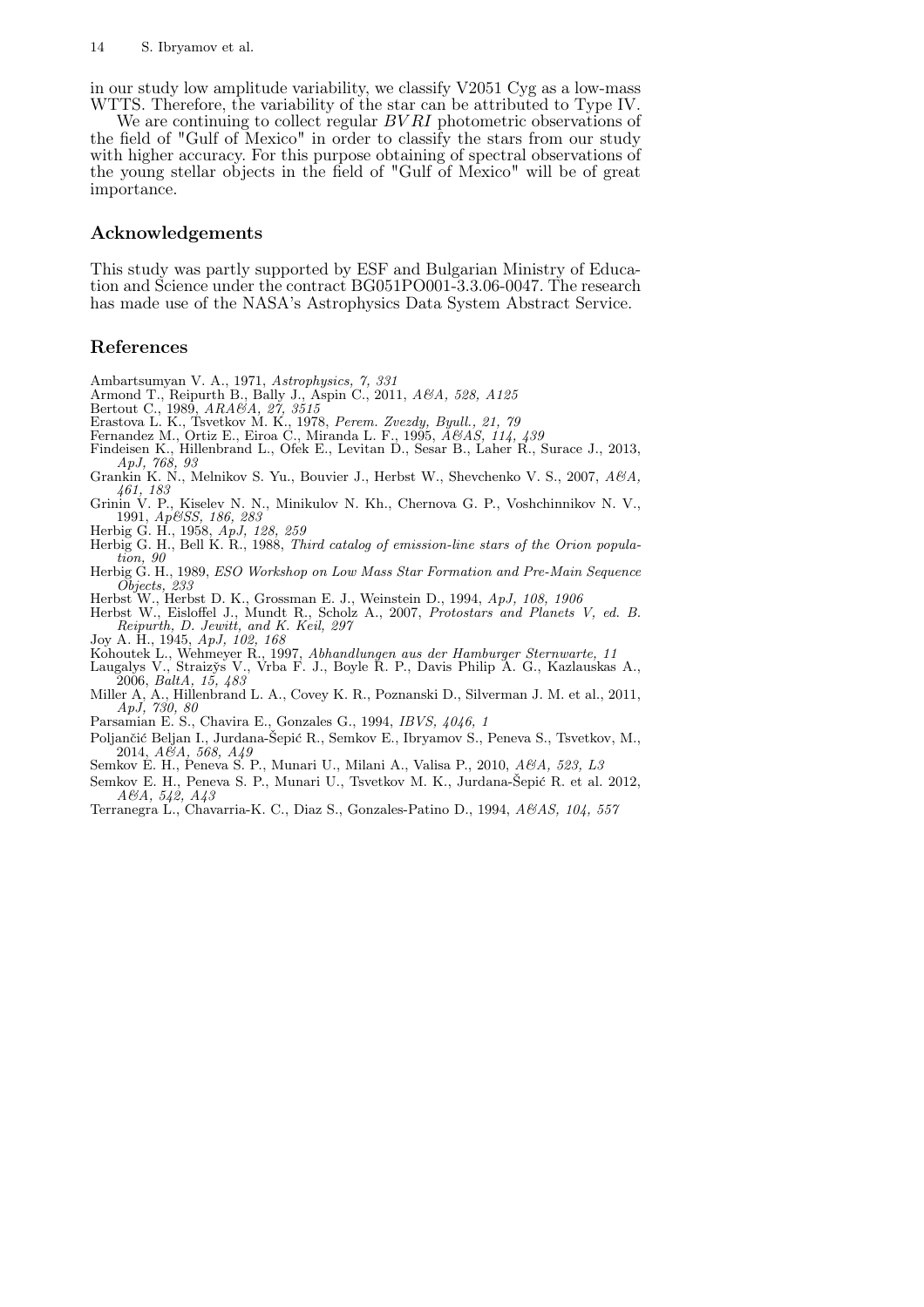in our study low amplitude variability, we classify V2051 Cyg as a low-mass WTTS. Therefore, the variability of the star can be attributed to Type IV.

We are continuing to collect regular *BVRI* photometric observations of the field of "Gulf of Mexico" in order to classify the stars from our study with higher accuracy. For this purpose obtaining of spectral observations of the young stellar objects in the field of "Gulf of Mexico" will be of great importance.

## Acknowledgements

This study was partly supported by ESF and Bulgarian Ministry of Education and Science under the contract BG051PO001-3.3.06-0047. The research has made use of the NASA's Astrophysics Data System Abstract Service.

## References

Ambartsumyan V. A., 1971, *Astrophysics, 7, 331*

Armond T., Reipurth B., Bally J., Aspin C., 2011, *A&A, 528, A125*

Bertout C., 1989, *ARA&A, 27, 3515*

Erastova L. K., Tsvetkov M. K., 1978, *Perem. Zvezdy, Byull., 21, 79*

Fernandez M., Ortiz E., Eiroa C., Miranda L. F., 1995, *A&AS, 114, 439*

Findeisen K., Hillenbrand L., Ofek E., Levitan D., Sesar B., Laher R., Surace J., 2013, *ApJ, 768, 93*

Grankin K. N., Melnikov S. Yu., Bouvier J., Herbst W., Shevchenko V. S., 2007, *A&A, 461, 183*

Grinin V. P., Kiselev N. N., Minikulov N. Kh., Chernova G. P., Voshchinnikov N. V., 1991, *Ap&SS, 186, 283*

Herbig G. H., 1958, *ApJ, 128, 259*

Herbig G. H., Bell K. R., 1988, *Third catalog of emission-line stars of the Orion population, 90*

Herbig G. H., 1989, *ESO Workshop on Low Mass Star Formation and Pre-Main Sequence Objects, 233*

Herbst W., Herbst D. K., Grossman E. J., Weinstein D., 1994, *ApJ, 108, 1906*

Herbst W., Eisloffel J., Mundt R., Scholz A., 2007, *Protostars and Planets V, ed. B. Reipurth, D. Jewitt, and K. Keil, 297*

Joy A. H., 1945, *ApJ, 102, 168*

Kohoutek L., Wehmeyer R., 1997, *Abhandlungen aus der Hamburger Sternwarte, 11*

Laugalys V., Straizỹs V., Vrba F. J., Boyle R. P., Davis Philip A. G., Kazlauskas A., 2006, *BaltA, 15, 483*

Miller A, A., Hillenbrand L. A., Covey K. R., Poznanski D., Silverman J. M. et al., 2011, *ApJ, 730, 80*

Parsamian E. S., Chavira E., Gonzales G., 1994, *IBVS, 4046, 1*

Poljančić Beljan I., Jurdana-Šepić R., Semkov E., Ibryamov S., Peneva S., Tsvetkov, M., 2014, *A&A, 568, A49*

Semkov E. H., Peneva S. P., Munari U., Milani A., Valisa P., 2010, *A&A, 523, L3*

Semkov E. H., Peneva S. P., Munari U., Tsvetkov M. K., Jurdana-Šepić R. et al. 2012, *A&A, 542, A43*

Terranegra L., Chavarria-K. C., Diaz S., Gonzales-Patino D., 1994, *A&AS, 104, 557*